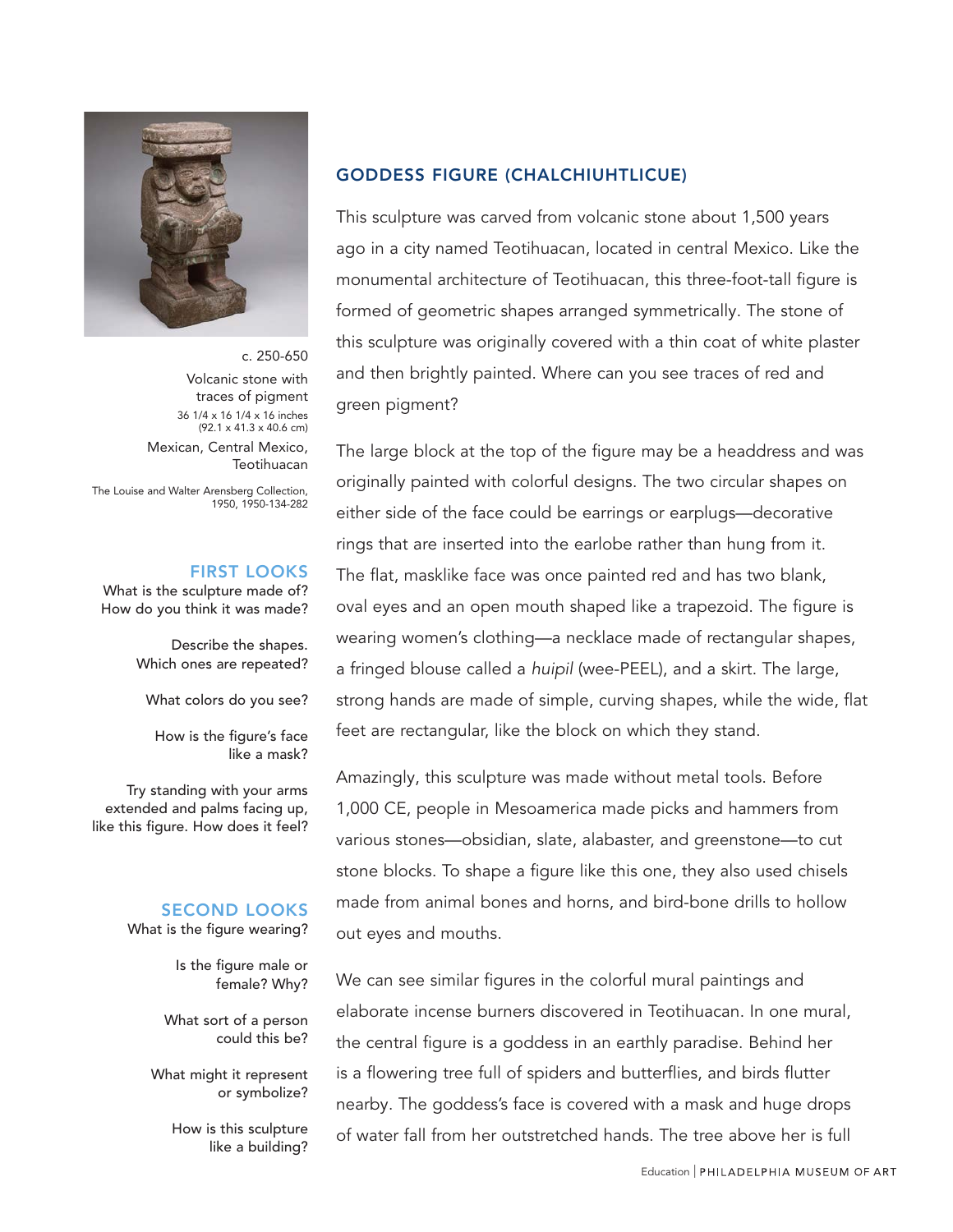c. 250-650
Volcanic stone with traces of pigment
36 1/4 x 16 1/4 x 16 inches (92.1 x 41.3 x 40.6 cm)
Mexican, Central Mexico, Teotihuacan
The Louise and Walter Arensberg Collection, 1950, 1950-134-282

### FIRST LOOKS

What is the sculpture made of? How do you think it was made?

Describe the shapes. Which ones are repeated?

What colors do you see?

How is the figure's face like a mask?

Try standing with your arms extended and palms facing up, like this figure. How does it feel?

### SECOND LOOKS

What is the figure wearing?

Is the figure male or female? Why?

What sort of a person could this be?

What might it represent or symbolize?

How is this sculpture like a building?

## GODDESS FIGURE (CHALCHIUHTLICUE)

This sculpture was carved from volcanic stone about 1,500 years ago in a city named Teotihuacan, located in central Mexico. Like the monumental architecture of Teotihuacan, this three-foot-tall figure is formed of geometric shapes arranged symmetrically. The stone of this sculpture was originally covered with a thin coat of white plaster and then brightly painted. Where can you see traces of red and green pigment?

The large block at the top of the figure may be a headdress and was originally painted with colorful designs. The two circular shapes on either side of the face could be earrings or earplugs—decorative rings that are inserted into the earlobe rather than hung from it. The flat, masklike face was once painted red and has two blank, oval eyes and an open mouth shaped like a trapezoid. The figure is wearing women's clothing—a necklace made of rectangular shapes, a fringed blouse called a *huipil* (wee-PEEL), and a skirt. The large, strong hands are made of simple, curving shapes, while the wide, flat feet are rectangular, like the block on which they stand.

Amazingly, this sculpture was made without metal tools. Before 1,000 CE, people in Mesoamerica made picks and hammers from various stones—obsidian, slate, alabaster, and greenstone—to cut stone blocks. To shape a figure like this one, they also used chisels made from animal bones and horns, and bird-bone drills to hollow out eyes and mouths.

We can see similar figures in the colorful mural paintings and elaborate incense burners discovered in Teotihuacan. In one mural, the central figure is a goddess in an earthly paradise. Behind her is a flowering tree full of spiders and butterflies, and birds flutter nearby. The goddess's face is covered with a mask and huge drops of water fall from her outstretched hands. The tree above her is full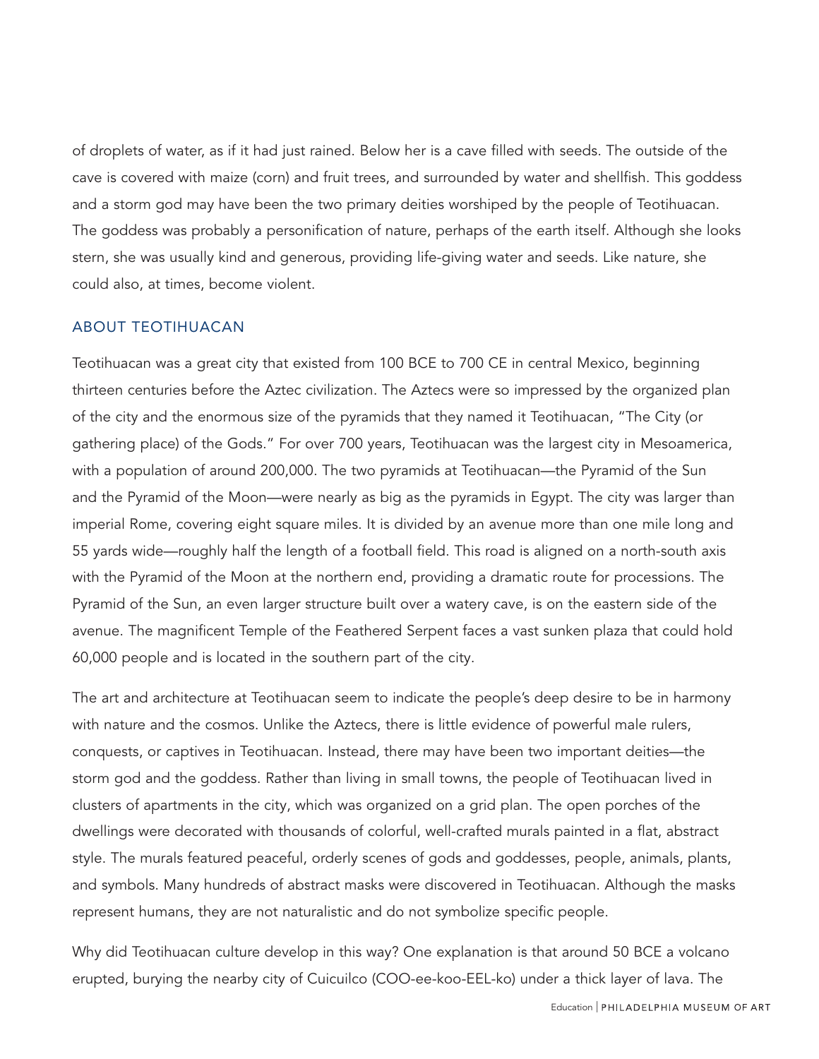of droplets of water, as if it had just rained. Below her is a cave filled with seeds. The outside of the cave is covered with maize (corn) and fruit trees, and surrounded by water and shellfish. This goddess and a storm god may have been the two primary deities worshiped by the people of Teotihuacan. The goddess was probably a personification of nature, perhaps of the earth itself. Although she looks stern, she was usually kind and generous, providing life-giving water and seeds. Like nature, she could also, at times, become violent.

## ABOUT TEOTIHUACAN

Teotihuacan was a great city that existed from 100 BCE to 700 CE in central Mexico, beginning thirteen centuries before the Aztec civilization. The Aztecs were so impressed by the organized plan of the city and the enormous size of the pyramids that they named it Teotihuacan, "The City (or gathering place) of the Gods." For over 700 years, Teotihuacan was the largest city in Mesoamerica, with a population of around 200,000. The two pyramids at Teotihuacan—the Pyramid of the Sun and the Pyramid of the Moon—were nearly as big as the pyramids in Egypt. The city was larger than imperial Rome, covering eight square miles. It is divided by an avenue more than one mile long and 55 yards wide—roughly half the length of a football field. This road is aligned on a north-south axis with the Pyramid of the Moon at the northern end, providing a dramatic route for processions. The Pyramid of the Sun, an even larger structure built over a watery cave, is on the eastern side of the avenue. The magnificent Temple of the Feathered Serpent faces a vast sunken plaza that could hold 60,000 people and is located in the southern part of the city.

The art and architecture at Teotihuacan seem to indicate the people's deep desire to be in harmony with nature and the cosmos. Unlike the Aztecs, there is little evidence of powerful male rulers, conquests, or captives in Teotihuacan. Instead, there may have been two important deities—the storm god and the goddess. Rather than living in small towns, the people of Teotihuacan lived in clusters of apartments in the city, which was organized on a grid plan. The open porches of the dwellings were decorated with thousands of colorful, well-crafted murals painted in a flat, abstract style. The murals featured peaceful, orderly scenes of gods and goddesses, people, animals, plants, and symbols. Many hundreds of abstract masks were discovered in Teotihuacan. Although the masks represent humans, they are not naturalistic and do not symbolize specific people.

Why did Teotihuacan culture develop in this way? One explanation is that around 50 BCE a volcano erupted, burying the nearby city of Cuicuilco (COO-ee-koo-EEL-ko) under a thick layer of lava. The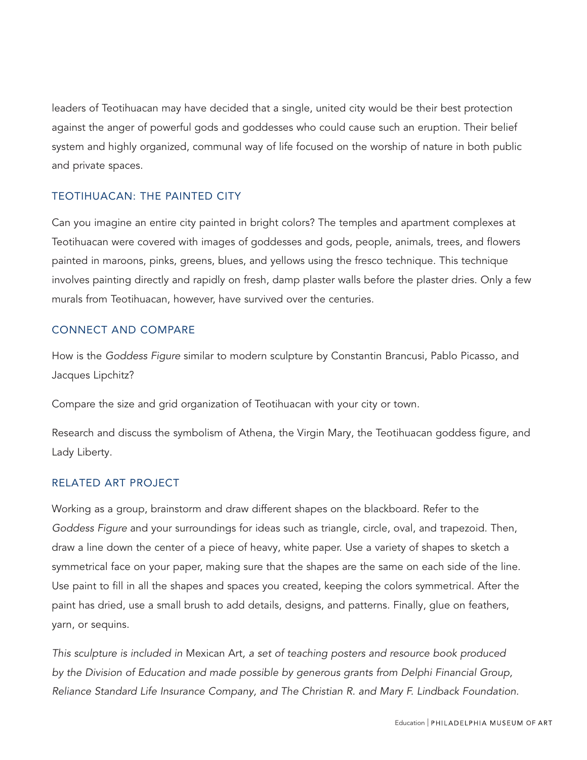leaders of Teotihuacan may have decided that a single, united city would be their best protection against the anger of powerful gods and goddesses who could cause such an eruption. Their belief system and highly organized, communal way of life focused on the worship of nature in both public and private spaces.

## TEOTIHUACAN: THE PAINTED CITY

Can you imagine an entire city painted in bright colors? The temples and apartment complexes at Teotihuacan were covered with images of goddesses and gods, people, animals, trees, and flowers painted in maroons, pinks, greens, blues, and yellows using the fresco technique. This technique involves painting directly and rapidly on fresh, damp plaster walls before the plaster dries. Only a few murals from Teotihuacan, however, have survived over the centuries.

## CONNECT AND COMPARE

How is the *Goddess Figure* similar to modern sculpture by Constantin Brancusi, Pablo Picasso, and Jacques Lipchitz?

Compare the size and grid organization of Teotihuacan with your city or town.

Research and discuss the symbolism of Athena, the Virgin Mary, the Teotihuacan goddess figure, and Lady Liberty.

## RELATED ART PROJECT

Working as a group, brainstorm and draw different shapes on the blackboard. Refer to the *Goddess Figure* and your surroundings for ideas such as triangle, circle, oval, and trapezoid. Then, draw a line down the center of a piece of heavy, white paper. Use a variety of shapes to sketch a symmetrical face on your paper, making sure that the shapes are the same on each side of the line. Use paint to fill in all the shapes and spaces you created, keeping the colors symmetrical. After the paint has dried, use a small brush to add details, designs, and patterns. Finally, glue on feathers, yarn, or sequins.

*This sculpture is included in* Mexican Art, *a set of teaching posters and resource book produced by the Division of Education and made possible by generous grants from Delphi Financial Group, Reliance Standard Life Insurance Company, and The Christian R. and Mary F. Lindback Foundation.*